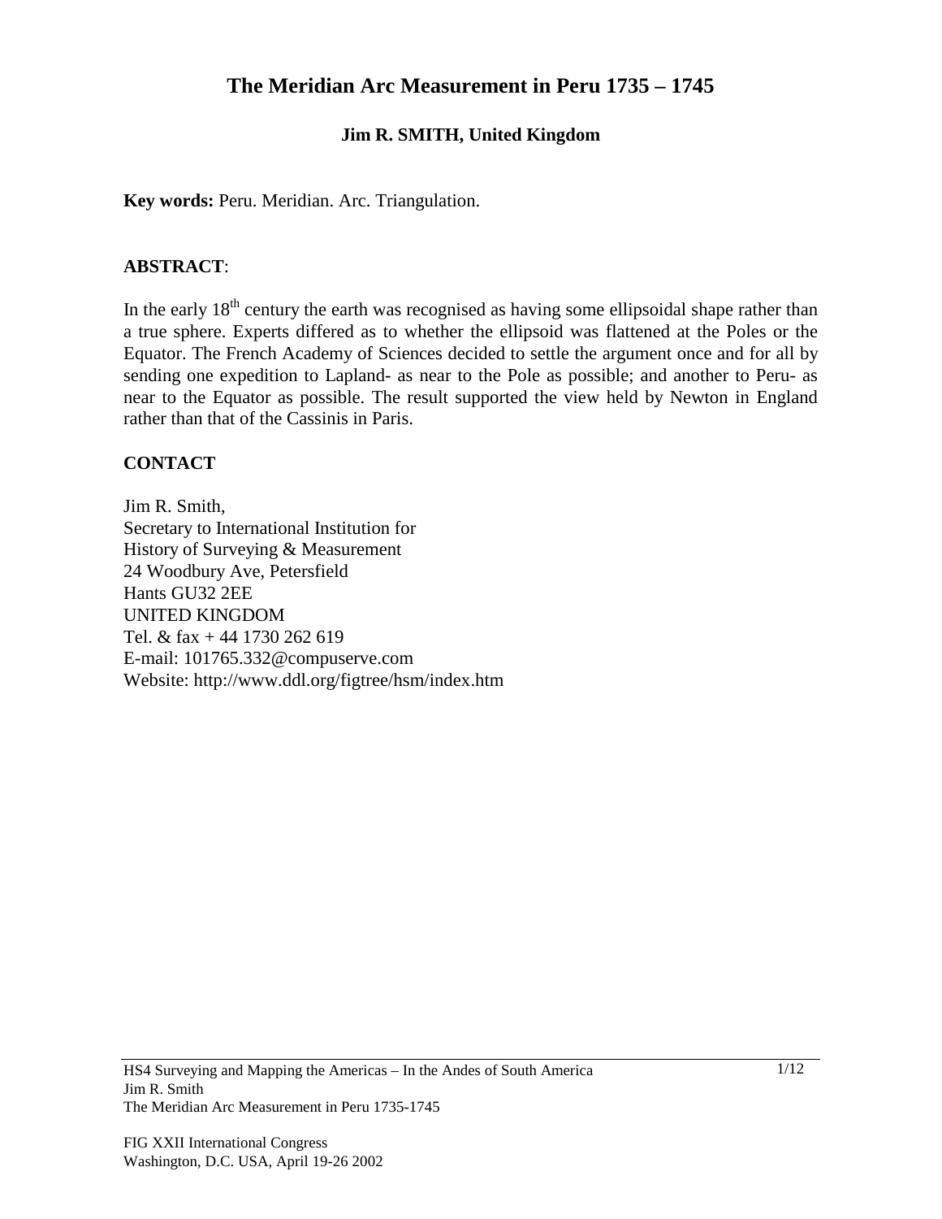# The Meridian Arc Measurement in Peru 1735 – 1745

**Jim R. SMITH, United Kingdom**

**Key words:** Peru. Meridian. Arc. Triangulation.

## ABSTRACT:

In the early 18th century the earth was recognised as having some ellipsoidal shape rather than a true sphere. Experts differed as to whether the ellipsoid was flattened at the Poles or the Equator. The French Academy of Sciences decided to settle the argument once and for all by sending one expedition to Lapland- as near to the Pole as possible; and another to Peru- as near to the Equator as possible. The result supported the view held by Newton in England rather than that of the Cassinis in Paris.

## CONTACT

Jim R. Smith,
Secretary to International Institution for
History of Surveying & Measurement
24 Woodbury Ave, Petersfield
Hants GU32 2EE
UNITED KINGDOM
Tel. & fax + 44 1730 262 619
E-mail: 101765.332@compuserve.com
Website: http://www.ddl.org/figtree/hsm/index.htm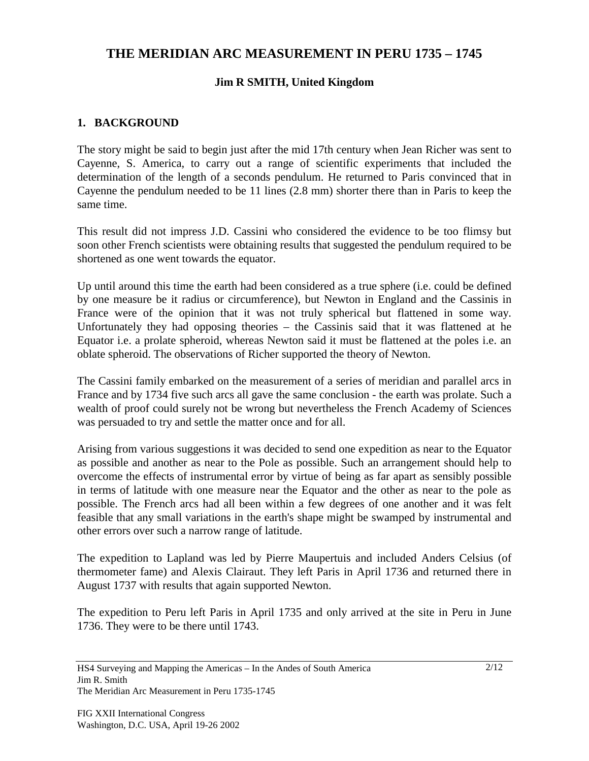# THE MERIDIAN ARC MEASUREMENT IN PERU 1735 – 1745

**Jim R SMITH, United Kingdom**

## 1. BACKGROUND

The story might be said to begin just after the mid 17th century when Jean Richer was sent to Cayenne, S. America, to carry out a range of scientific experiments that included the determination of the length of a seconds pendulum. He returned to Paris convinced that in Cayenne the pendulum needed to be 11 lines (2.8 mm) shorter there than in Paris to keep the same time.

This result did not impress J.D. Cassini who considered the evidence to be too flimsy but soon other French scientists were obtaining results that suggested the pendulum required to be shortened as one went towards the equator.

Up until around this time the earth had been considered as a true sphere (i.e. could be defined by one measure be it radius or circumference), but Newton in England and the Cassinis in France were of the opinion that it was not truly spherical but flattened in some way. Unfortunately they had opposing theories – the Cassinis said that it was flattened at he Equator i.e. a prolate spheroid, whereas Newton said it must be flattened at the poles i.e. an oblate spheroid. The observations of Richer supported the theory of Newton.

The Cassini family embarked on the measurement of a series of meridian and parallel arcs in France and by 1734 five such arcs all gave the same conclusion - the earth was prolate. Such a wealth of proof could surely not be wrong but nevertheless the French Academy of Sciences was persuaded to try and settle the matter once and for all.

Arising from various suggestions it was decided to send one expedition as near to the Equator as possible and another as near to the Pole as possible. Such an arrangement should help to overcome the effects of instrumental error by virtue of being as far apart as sensibly possible in terms of latitude with one measure near the Equator and the other as near to the pole as possible. The French arcs had all been within a few degrees of one another and it was felt feasible that any small variations in the earth's shape might be swamped by instrumental and other errors over such a narrow range of latitude.

The expedition to Lapland was led by Pierre Maupertuis and included Anders Celsius (of thermometer fame) and Alexis Clairaut. They left Paris in April 1736 and returned there in August 1737 with results that again supported Newton.

The expedition to Peru left Paris in April 1735 and only arrived at the site in Peru in June 1736. They were to be there until 1743.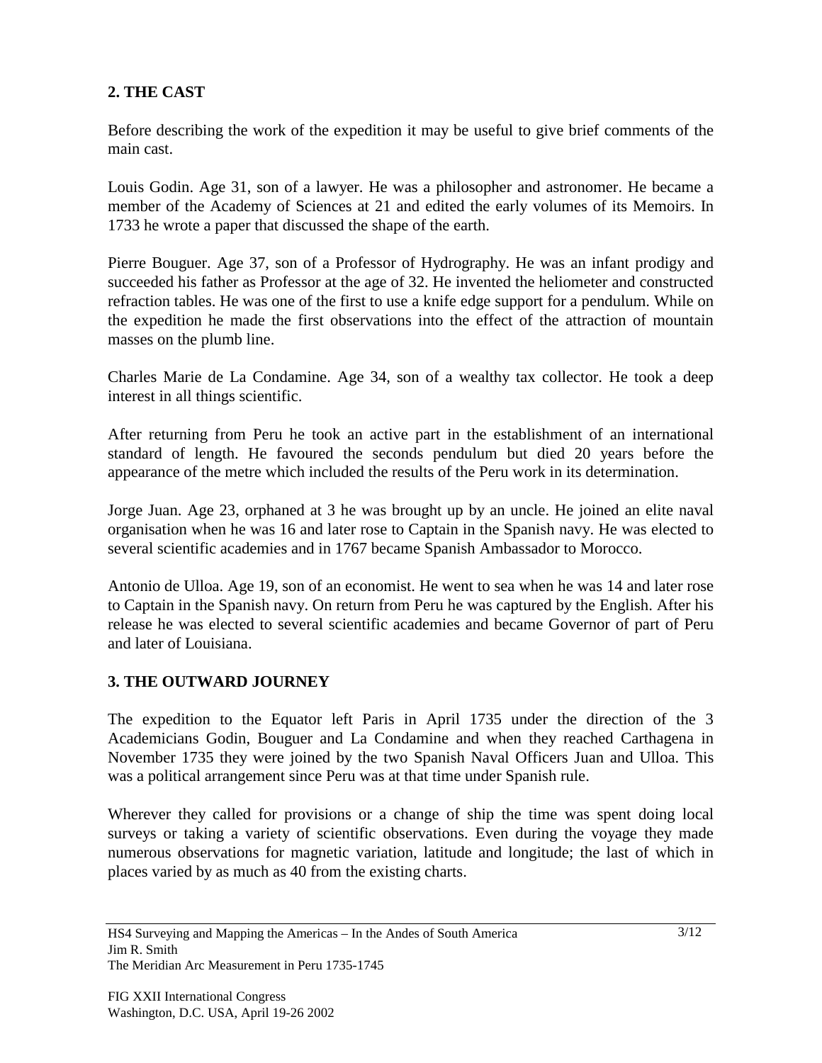## 2. THE CAST

Before describing the work of the expedition it may be useful to give brief comments of the main cast.

Louis Godin. Age 31, son of a lawyer. He was a philosopher and astronomer. He became a member of the Academy of Sciences at 21 and edited the early volumes of its Memoirs. In 1733 he wrote a paper that discussed the shape of the earth.

Pierre Bouguer. Age 37, son of a Professor of Hydrography. He was an infant prodigy and succeeded his father as Professor at the age of 32. He invented the heliometer and constructed refraction tables. He was one of the first to use a knife edge support for a pendulum. While on the expedition he made the first observations into the effect of the attraction of mountain masses on the plumb line.

Charles Marie de La Condamine. Age 34, son of a wealthy tax collector. He took a deep interest in all things scientific.

After returning from Peru he took an active part in the establishment of an international standard of length. He favoured the seconds pendulum but died 20 years before the appearance of the metre which included the results of the Peru work in its determination.

Jorge Juan. Age 23, orphaned at 3 he was brought up by an uncle. He joined an elite naval organisation when he was 16 and later rose to Captain in the Spanish navy. He was elected to several scientific academies and in 1767 became Spanish Ambassador to Morocco.

Antonio de Ulloa. Age 19, son of an economist. He went to sea when he was 14 and later rose to Captain in the Spanish navy. On return from Peru he was captured by the English. After his release he was elected to several scientific academies and became Governor of part of Peru and later of Louisiana.

## 3. THE OUTWARD JOURNEY

The expedition to the Equator left Paris in April 1735 under the direction of the 3 Academicians Godin, Bouguer and La Condamine and when they reached Carthagena in November 1735 they were joined by the two Spanish Naval Officers Juan and Ulloa. This was a political arrangement since Peru was at that time under Spanish rule.

Wherever they called for provisions or a change of ship the time was spent doing local surveys or taking a variety of scientific observations. Even during the voyage they made numerous observations for magnetic variation, latitude and longitude; the last of which in places varied by as much as 40 from the existing charts.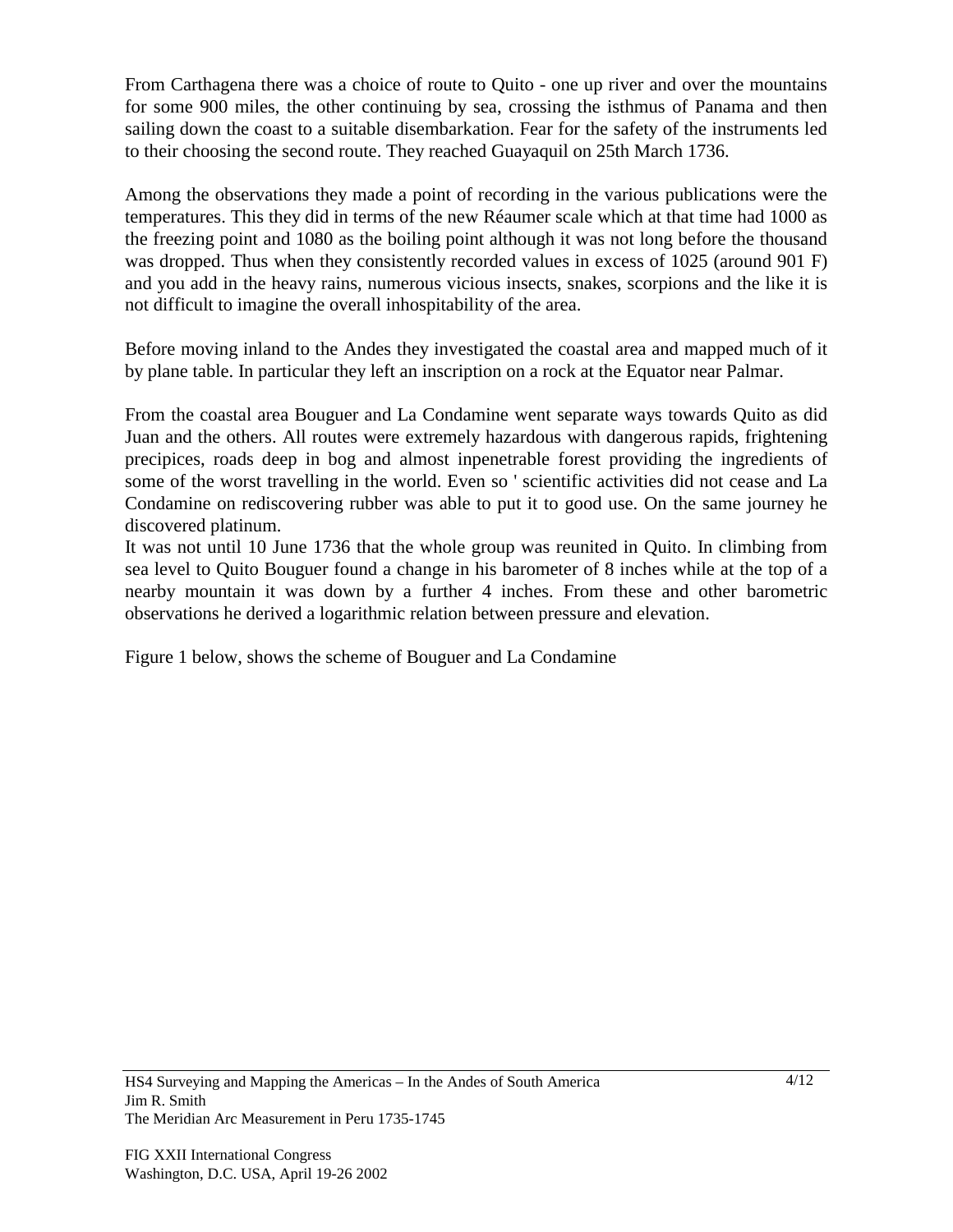From Carthagena there was a choice of route to Quito - one up river and over the mountains for some 900 miles, the other continuing by sea, crossing the isthmus of Panama and then sailing down the coast to a suitable disembarkation. Fear for the safety of the instruments led to their choosing the second route. They reached Guayaquil on 25th March 1736.

Among the observations they made a point of recording in the various publications were the temperatures. This they did in terms of the new Réaumer scale which at that time had 1000 as the freezing point and 1080 as the boiling point although it was not long before the thousand was dropped. Thus when they consistently recorded values in excess of 1025 (around 901 F) and you add in the heavy rains, numerous vicious insects, snakes, scorpions and the like it is not difficult to imagine the overall inhospitability of the area.

Before moving inland to the Andes they investigated the coastal area and mapped much of it by plane table. In particular they left an inscription on a rock at the Equator near Palmar.

From the coastal area Bouguer and La Condamine went separate ways towards Quito as did Juan and the others. All routes were extremely hazardous with dangerous rapids, frightening precipices, roads deep in bog and almost inpenetrable forest providing the ingredients of some of the worst travelling in the world. Even so ' scientific activities did not cease and La Condamine on rediscovering rubber was able to put it to good use. On the same journey he discovered platinum.

It was not until 10 June 1736 that the whole group was reunited in Quito. In climbing from sea level to Quito Bouguer found a change in his barometer of 8 inches while at the top of a nearby mountain it was down by a further 4 inches. From these and other barometric observations he derived a logarithmic relation between pressure and elevation.

Figure 1 below, shows the scheme of Bouguer and La Condamine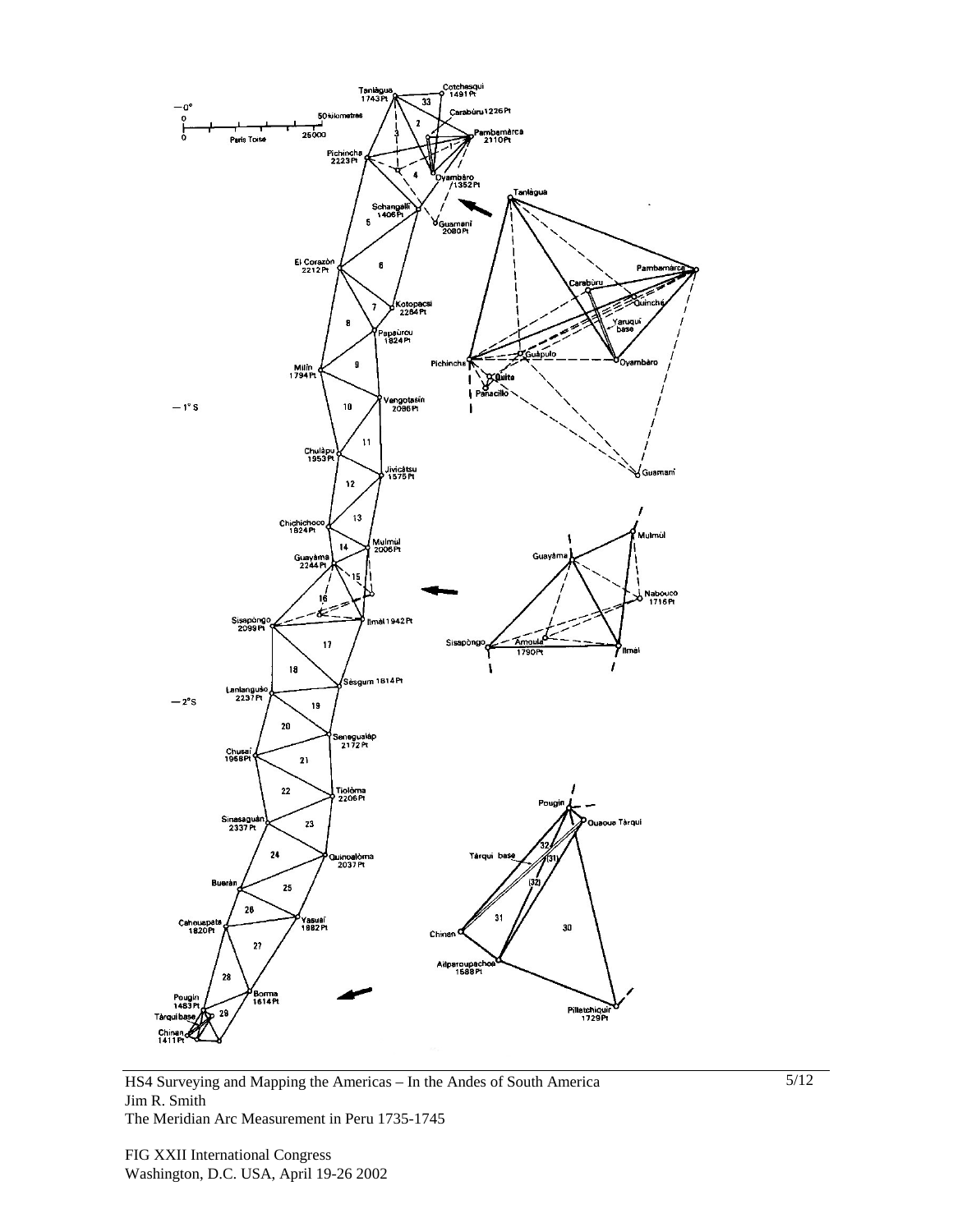Tanlàgua 1743Pt

Cotchesqui 1491Pt

Carabùru 1226Pt

Pambamàrca 2110Pt

Pichincha 2223Pt

Oyambàro 1352Pt

Schangallì 1406Pt

Guamanì 2080Pt

El Corazòn 2212Pt

Kotopacsi 2264Pt

Papaùrcu 1824Pt

Milìn 1794Pt

Vengotasìn 2086Pt

Chulàpu 1953Pt

Jivicàtsu 1575Pt

Chichichoco 1824Pt

Mulmùl 2006Pt

Guayàma 2244Pt

Sisapòngo 2099Pt

Ilmàl 1942Pt

Sèsgum 1814Pt

Lanlanguso 2237Pt

Seneguälàp 2172Pt

Chusaï 1958Pt

Tiolòma 2206Pt

Sinasaguàn 2337Pt

Quinoalòma 2037Pt

Bueràn

Yasuaï 1882Pt

Cahouapata 1820Pt

Borma 1614Pt

Pougin 1483Pt

Tàrqui base

Chinan 1411Pt

— 0°

— 1° S

— 2°S

50 kilometres

Paris Toise 25000

Tanlàgua, Pambamàrca, Carabùru, Quinche, Yaruqui base, Pichincha, Guàpulo, Oyambàro, Quito, Panacillo, Guamanì

Mulmùl, Guayàma, Nabouco 1716Pt, Sisapòngo, Amoula 1790Pt, Ilmàl

Pougin, Ouaoua Tàrqui, Tàrqui base, Chinen, Ailparoupachoa 1588Pt, Pilletchiquir 1729Pt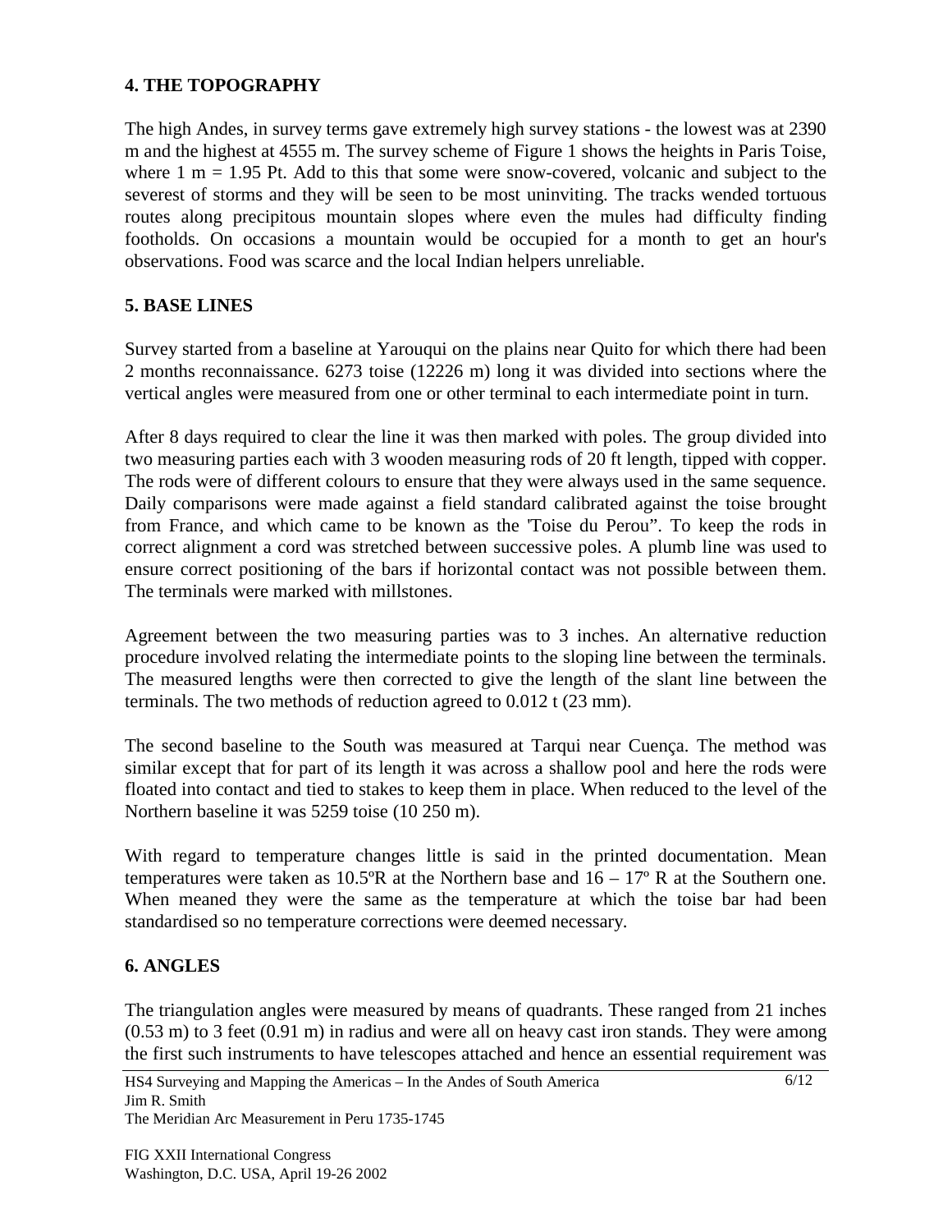## 4. THE TOPOGRAPHY

The high Andes, in survey terms gave extremely high survey stations - the lowest was at 2390 m and the highest at 4555 m. The survey scheme of Figure 1 shows the heights in Paris Toise, where 1 m = 1.95 Pt. Add to this that some were snow-covered, volcanic and subject to the severest of storms and they will be seen to be most uninviting. The tracks wended tortuous routes along precipitous mountain slopes where even the mules had difficulty finding footholds. On occasions a mountain would be occupied for a month to get an hour's observations. Food was scarce and the local Indian helpers unreliable.

## 5. BASE LINES

Survey started from a baseline at Yarouqui on the plains near Quito for which there had been 2 months reconnaissance. 6273 toise (12226 m) long it was divided into sections where the vertical angles were measured from one or other terminal to each intermediate point in turn.

After 8 days required to clear the line it was then marked with poles. The group divided into two measuring parties each with 3 wooden measuring rods of 20 ft length, tipped with copper. The rods were of different colours to ensure that they were always used in the same sequence. Daily comparisons were made against a field standard calibrated against the toise brought from France, and which came to be known as the 'Toise du Perou". To keep the rods in correct alignment a cord was stretched between successive poles. A plumb line was used to ensure correct positioning of the bars if horizontal contact was not possible between them. The terminals were marked with millstones.

Agreement between the two measuring parties was to 3 inches. An alternative reduction procedure involved relating the intermediate points to the sloping line between the terminals. The measured lengths were then corrected to give the length of the slant line between the terminals. The two methods of reduction agreed to 0.012 t (23 mm).

The second baseline to the South was measured at Tarqui near Cuença. The method was similar except that for part of its length it was across a shallow pool and here the rods were floated into contact and tied to stakes to keep them in place. When reduced to the level of the Northern baseline it was 5259 toise (10 250 m).

With regard to temperature changes little is said in the printed documentation. Mean temperatures were taken as 10.5ºR at the Northern base and 16 – 17º R at the Southern one. When meaned they were the same as the temperature at which the toise bar had been standardised so no temperature corrections were deemed necessary.

## 6. ANGLES

The triangulation angles were measured by means of quadrants. These ranged from 21 inches (0.53 m) to 3 feet (0.91 m) in radius and were all on heavy cast iron stands. They were among the first such instruments to have telescopes attached and hence an essential requirement was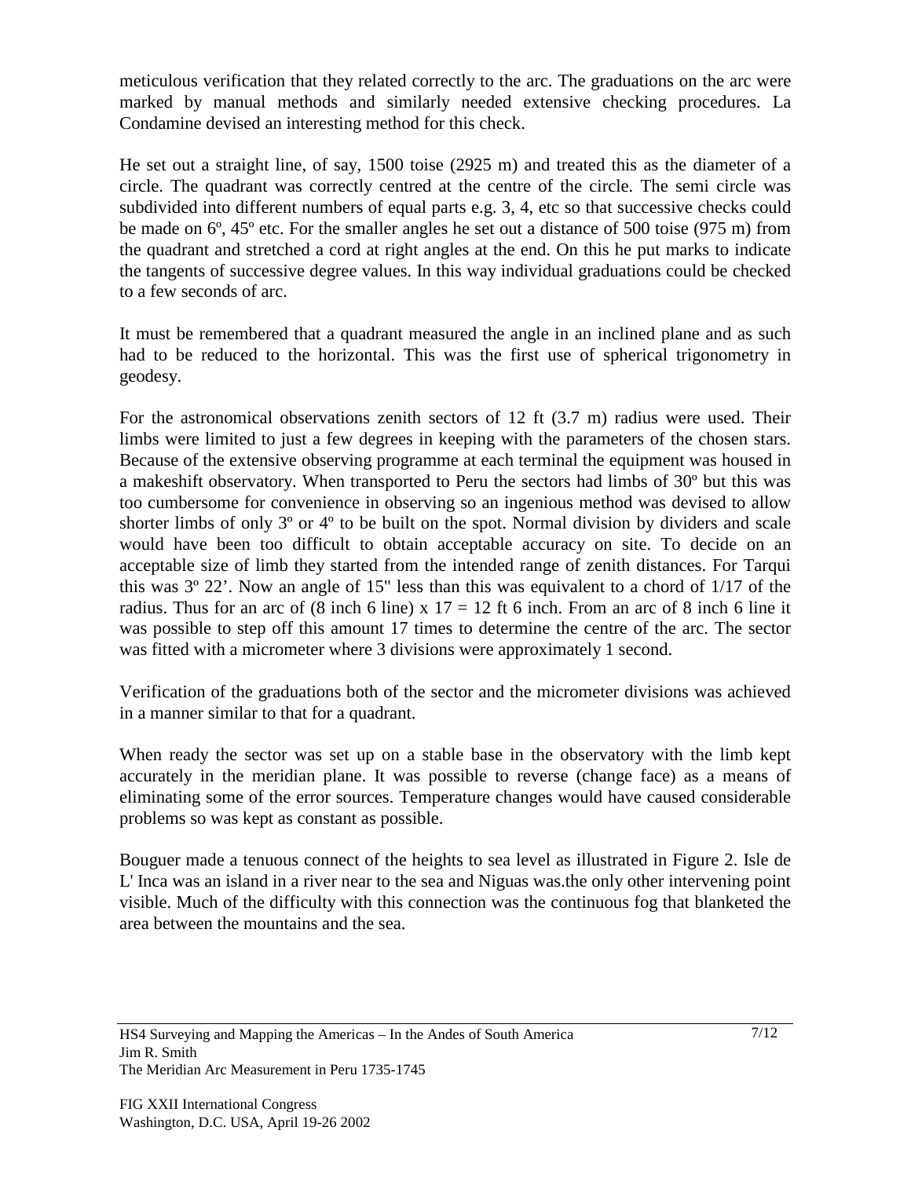meticulous verification that they related correctly to the arc. The graduations on the arc were marked by manual methods and similarly needed extensive checking procedures. La Condamine devised an interesting method for this check.

He set out a straight line, of say, 1500 toise (2925 m) and treated this as the diameter of a circle. The quadrant was correctly centred at the centre of the circle. The semi circle was subdivided into different numbers of equal parts e.g. 3, 4, etc so that successive checks could be made on 6º, 45º etc. For the smaller angles he set out a distance of 500 toise (975 m) from the quadrant and stretched a cord at right angles at the end. On this he put marks to indicate the tangents of successive degree values. In this way individual graduations could be checked to a few seconds of arc.

It must be remembered that a quadrant measured the angle in an inclined plane and as such had to be reduced to the horizontal. This was the first use of spherical trigonometry in geodesy.

For the astronomical observations zenith sectors of 12 ft (3.7 m) radius were used. Their limbs were limited to just a few degrees in keeping with the parameters of the chosen stars. Because of the extensive observing programme at each terminal the equipment was housed in a makeshift observatory. When transported to Peru the sectors had limbs of 30º but this was too cumbersome for convenience in observing so an ingenious method was devised to allow shorter limbs of only 3º or 4º to be built on the spot. Normal division by dividers and scale would have been too difficult to obtain acceptable accuracy on site. To decide on an acceptable size of limb they started from the intended range of zenith distances. For Tarqui this was 3º 22'. Now an angle of 15" less than this was equivalent to a chord of 1/17 of the radius. Thus for an arc of (8 inch 6 line) x 17 = 12 ft 6 inch. From an arc of 8 inch 6 line it was possible to step off this amount 17 times to determine the centre of the arc. The sector was fitted with a micrometer where 3 divisions were approximately 1 second.

Verification of the graduations both of the sector and the micrometer divisions was achieved in a manner similar to that for a quadrant.

When ready the sector was set up on a stable base in the observatory with the limb kept accurately in the meridian plane. It was possible to reverse (change face) as a means of eliminating some of the error sources. Temperature changes would have caused considerable problems so was kept as constant as possible.

Bouguer made a tenuous connect of the heights to sea level as illustrated in Figure 2. Isle de L' Inca was an island in a river near to the sea and Niguas was.the only other intervening point visible. Much of the difficulty with this connection was the continuous fog that blanketed the area between the mountains and the sea.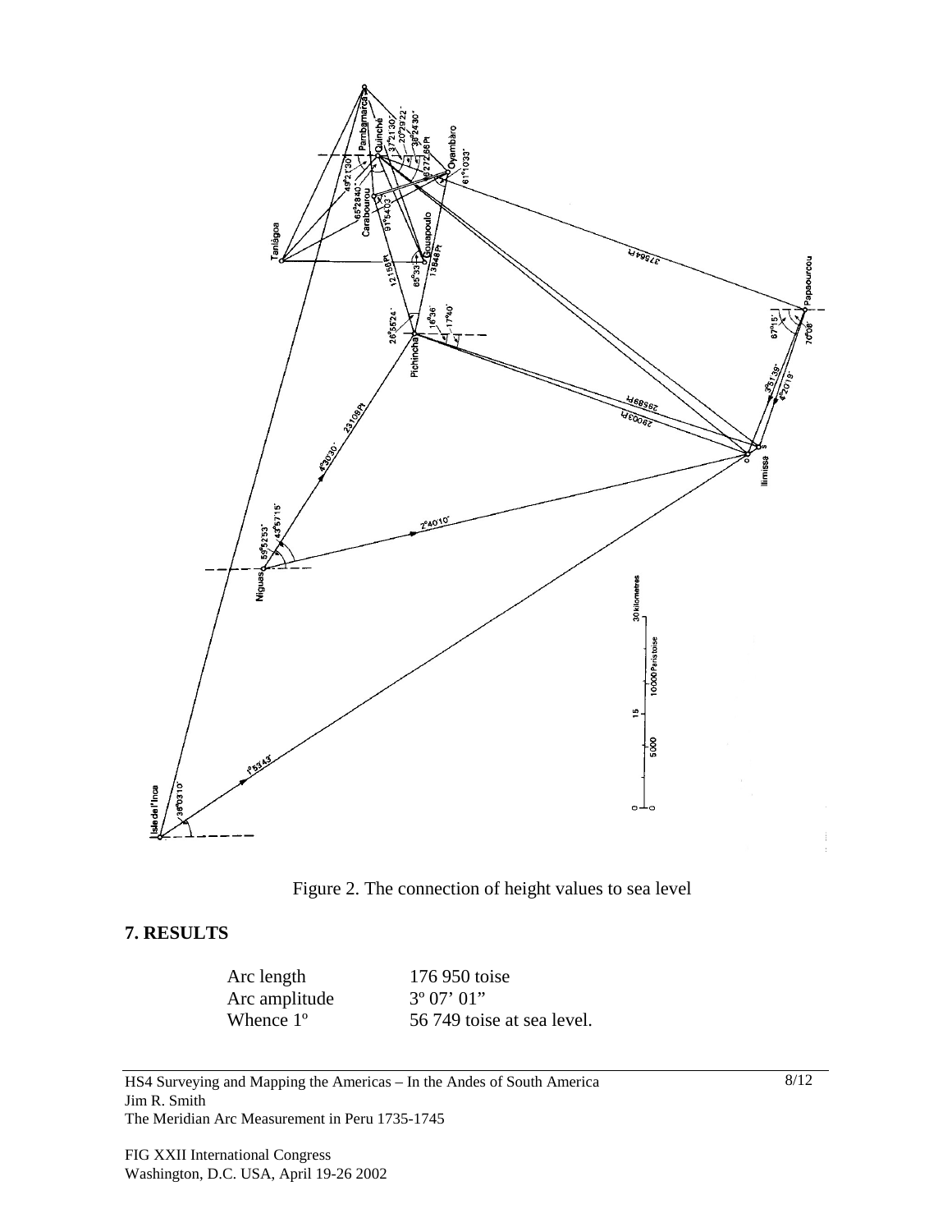Figure 2. The connection of height values to sea level

## 7. RESULTS

| | |
|---|---|
| Arc length | 176 950 toise |
| Arc amplitude | 3º 07’ 01” |
| Whence 1º | 56 749 toise at sea level. |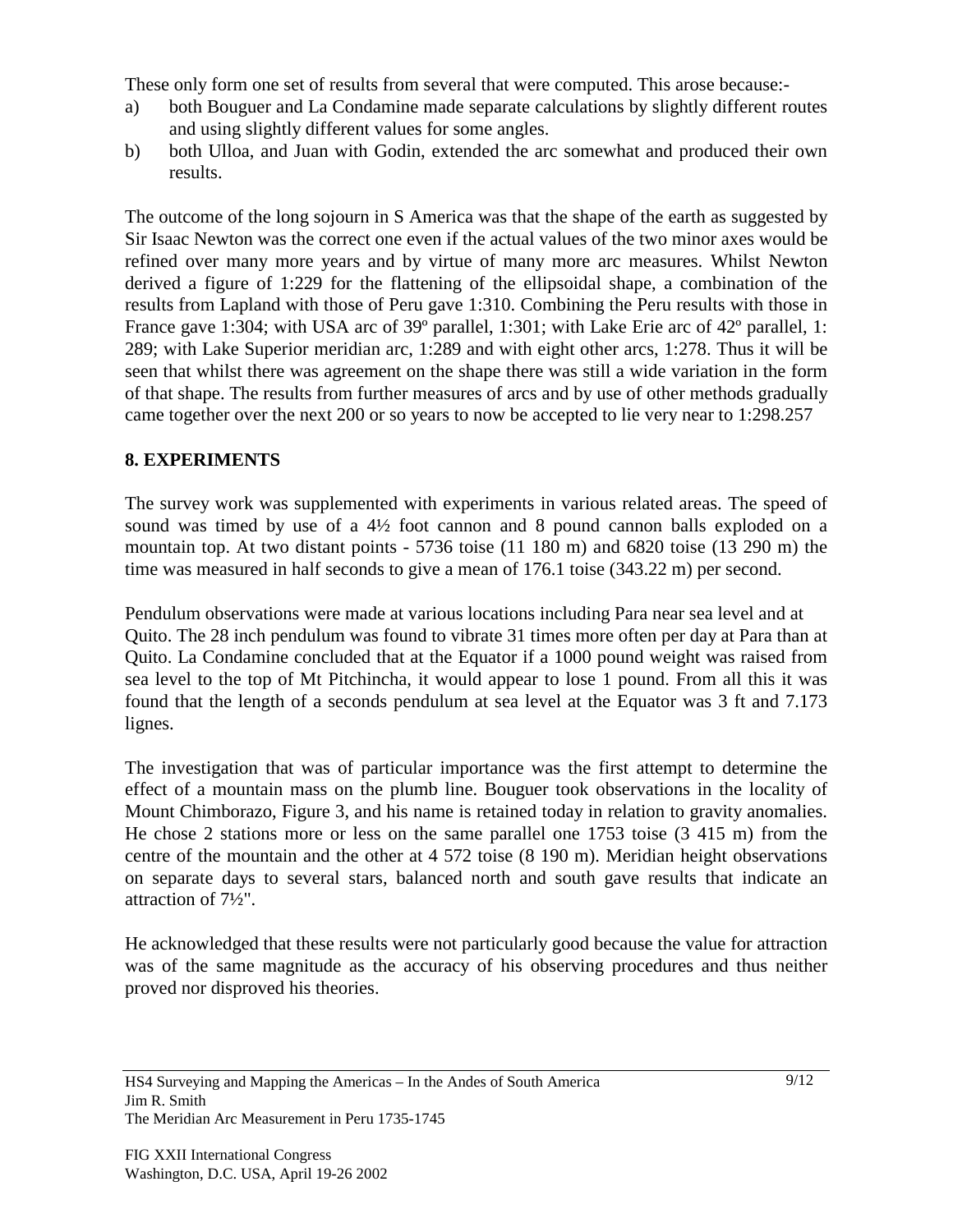These only form one set of results from several that were computed. This arose because:-

a) both Bouguer and La Condamine made separate calculations by slightly different routes and using slightly different values for some angles.
b) both Ulloa, and Juan with Godin, extended the arc somewhat and produced their own results.

The outcome of the long sojourn in S America was that the shape of the earth as suggested by Sir Isaac Newton was the correct one even if the actual values of the two minor axes would be refined over many more years and by virtue of many more arc measures. Whilst Newton derived a figure of 1:229 for the flattening of the ellipsoidal shape, a combination of the results from Lapland with those of Peru gave 1:310. Combining the Peru results with those in France gave 1:304; with USA arc of 39º parallel, 1:301; with Lake Erie arc of 42º parallel, 1: 289; with Lake Superior meridian arc, 1:289 and with eight other arcs, 1:278. Thus it will be seen that whilst there was agreement on the shape there was still a wide variation in the form of that shape. The results from further measures of arcs and by use of other methods gradually came together over the next 200 or so years to now be accepted to lie very near to 1:298.257

## 8. EXPERIMENTS

The survey work was supplemented with experiments in various related areas. The speed of sound was timed by use of a 4½ foot cannon and 8 pound cannon balls exploded on a mountain top. At two distant points - 5736 toise (11 180 m) and 6820 toise (13 290 m) the time was measured in half seconds to give a mean of 176.1 toise (343.22 m) per second.

Pendulum observations were made at various locations including Para near sea level and at Quito. The 28 inch pendulum was found to vibrate 31 times more often per day at Para than at Quito. La Condamine concluded that at the Equator if a 1000 pound weight was raised from sea level to the top of Mt Pitchincha, it would appear to lose 1 pound. From all this it was found that the length of a seconds pendulum at sea level at the Equator was 3 ft and 7.173 lignes.

The investigation that was of particular importance was the first attempt to determine the effect of a mountain mass on the plumb line. Bouguer took observations in the locality of Mount Chimborazo, Figure 3, and his name is retained today in relation to gravity anomalies. He chose 2 stations more or less on the same parallel one 1753 toise (3 415 m) from the centre of the mountain and the other at 4 572 toise (8 190 m). Meridian height observations on separate days to several stars, balanced north and south gave results that indicate an attraction of 7½".

He acknowledged that these results were not particularly good because the value for attraction was of the same magnitude as the accuracy of his observing procedures and thus neither proved nor disproved his theories.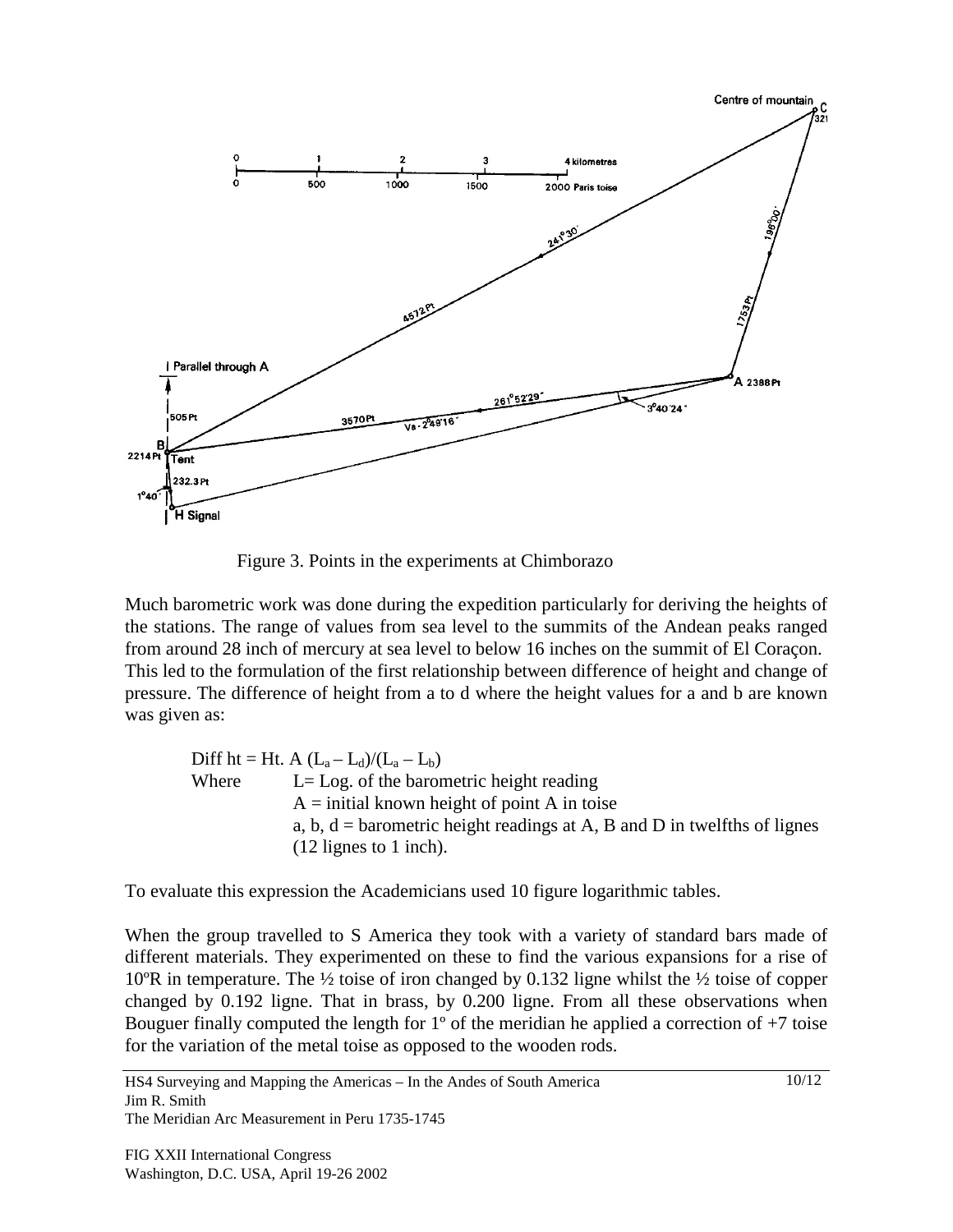Figure 3. Points in the experiments at Chimborazo

Much barometric work was done during the expedition particularly for deriving the heights of the stations. The range of values from sea level to the summits of the Andean peaks ranged from around 28 inch of mercury at sea level to below 16 inches on the summit of El Coraçon. This led to the formulation of the first relationship between difference of height and change of pressure. The difference of height from a to d where the height values for a and b are known was given as:

Diff ht = Ht. A $(L_a - L_d)/(L_a - L_b)$

Where L= Log. of the barometric height reading
A = initial known height of point A in toise
a, b, d = barometric height readings at A, B and D in twelfths of lignes (12 lignes to 1 inch).

To evaluate this expression the Academicians used 10 figure logarithmic tables.

When the group travelled to S America they took with a variety of standard bars made of different materials. They experimented on these to find the various expansions for a rise of 10ºR in temperature. The ½ toise of iron changed by 0.132 ligne whilst the ½ toise of copper changed by 0.192 ligne. That in brass, by 0.200 ligne. From all these observations when Bouguer finally computed the length for 1º of the meridian he applied a correction of +7 toise for the variation of the metal toise as opposed to the wooden rods.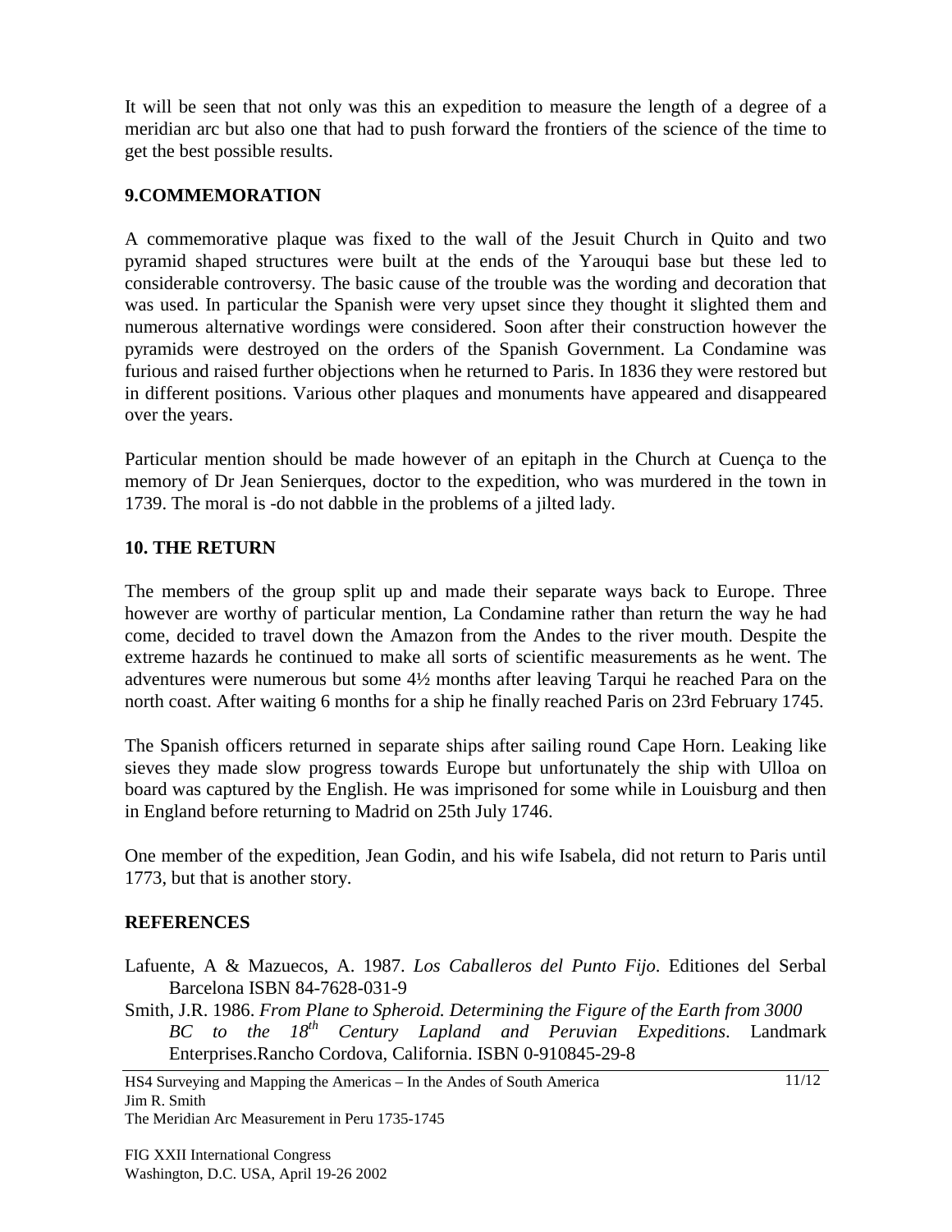It will be seen that not only was this an expedition to measure the length of a degree of a meridian arc but also one that had to push forward the frontiers of the science of the time to get the best possible results.

## 9.COMMEMORATION

A commemorative plaque was fixed to the wall of the Jesuit Church in Quito and two pyramid shaped structures were built at the ends of the Yarouqui base but these led to considerable controversy. The basic cause of the trouble was the wording and decoration that was used. In particular the Spanish were very upset since they thought it slighted them and numerous alternative wordings were considered. Soon after their construction however the pyramids were destroyed on the orders of the Spanish Government. La Condamine was furious and raised further objections when he returned to Paris. In 1836 they were restored but in different positions. Various other plaques and monuments have appeared and disappeared over the years.

Particular mention should be made however of an epitaph in the Church at Cuença to the memory of Dr Jean Senierques, doctor to the expedition, who was murdered in the town in 1739. The moral is -do not dabble in the problems of a jilted lady.

## 10. THE RETURN

The members of the group split up and made their separate ways back to Europe. Three however are worthy of particular mention, La Condamine rather than return the way he had come, decided to travel down the Amazon from the Andes to the river mouth. Despite the extreme hazards he continued to make all sorts of scientific measurements as he went. The adventures were numerous but some 4½ months after leaving Tarqui he reached Para on the north coast. After waiting 6 months for a ship he finally reached Paris on 23rd February 1745.

The Spanish officers returned in separate ships after sailing round Cape Horn. Leaking like sieves they made slow progress towards Europe but unfortunately the ship with Ulloa on board was captured by the English. He was imprisoned for some while in Louisburg and then in England before returning to Madrid on 25th July 1746.

One member of the expedition, Jean Godin, and his wife Isabela, did not return to Paris until 1773, but that is another story.

## REFERENCES

Lafuente, A & Mazuecos, A. 1987. *Los Caballeros del Punto Fijo*. Editiones del Serbal Barcelona ISBN 84-7628-031-9

Smith, J.R. 1986. *From Plane to Spheroid. Determining the Figure of the Earth from 3000 BC to the 18th Century Lapland and Peruvian Expeditions*. Landmark Enterprises.Rancho Cordova, California. ISBN 0-910845-29-8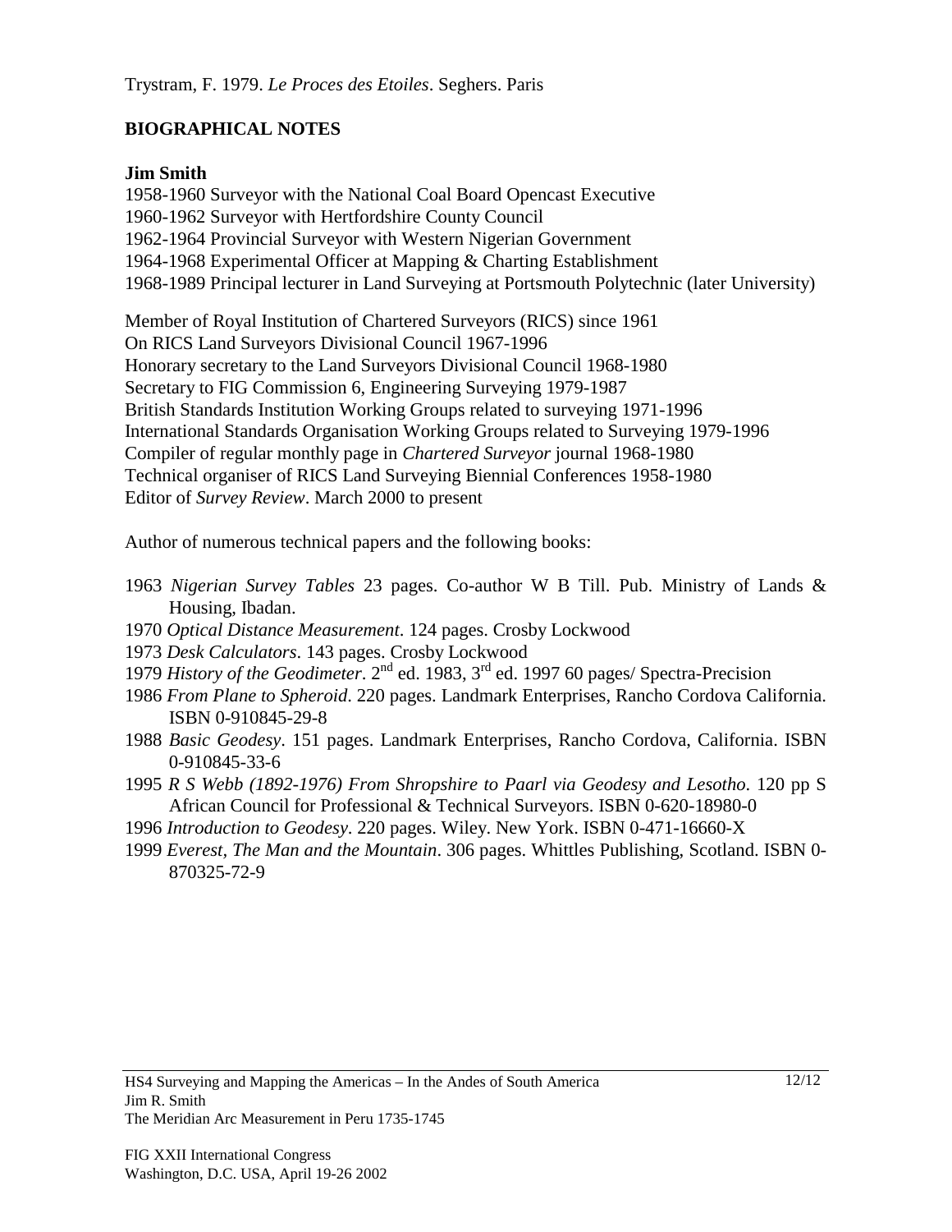Trystram, F. 1979. *Le Proces des Etoiles*. Seghers. Paris

## BIOGRAPHICAL NOTES

**Jim Smith**

1958-1960 Surveyor with the National Coal Board Opencast Executive
1960-1962 Surveyor with Hertfordshire County Council
1962-1964 Provincial Surveyor with Western Nigerian Government
1964-1968 Experimental Officer at Mapping & Charting Establishment
1968-1989 Principal lecturer in Land Surveying at Portsmouth Polytechnic (later University)

Member of Royal Institution of Chartered Surveyors (RICS) since 1961
On RICS Land Surveyors Divisional Council 1967-1996
Honorary secretary to the Land Surveyors Divisional Council 1968-1980
Secretary to FIG Commission 6, Engineering Surveying 1979-1987
British Standards Institution Working Groups related to surveying 1971-1996
International Standards Organisation Working Groups related to Surveying 1979-1996
Compiler of regular monthly page in *Chartered Surveyor* journal 1968-1980
Technical organiser of RICS Land Surveying Biennial Conferences 1958-1980
Editor of *Survey Review*. March 2000 to present

Author of numerous technical papers and the following books:

- 1963 *Nigerian Survey Tables* 23 pages. Co-author W B Till. Pub. Ministry of Lands & Housing, Ibadan.
- 1970 *Optical Distance Measurement*. 124 pages. Crosby Lockwood
- 1973 *Desk Calculators*. 143 pages. Crosby Lockwood
- 1979 *History of the Geodimeter*. 2nd ed. 1983, 3rd ed. 1997 60 pages/ Spectra-Precision
- 1986 *From Plane to Spheroid*. 220 pages. Landmark Enterprises, Rancho Cordova California. ISBN 0-910845-29-8
- 1988 *Basic Geodesy*. 151 pages. Landmark Enterprises, Rancho Cordova, California. ISBN 0-910845-33-6
- 1995 *R S Webb (1892-1976) From Shropshire to Paarl via Geodesy and Lesotho*. 120 pp S African Council for Professional & Technical Surveyors. ISBN 0-620-18980-0
- 1996 *Introduction to Geodesy*. 220 pages. Wiley. New York. ISBN 0-471-16660-X
- 1999 *Everest, The Man and the Mountain*. 306 pages. Whittles Publishing, Scotland. ISBN 0-870325-72-9